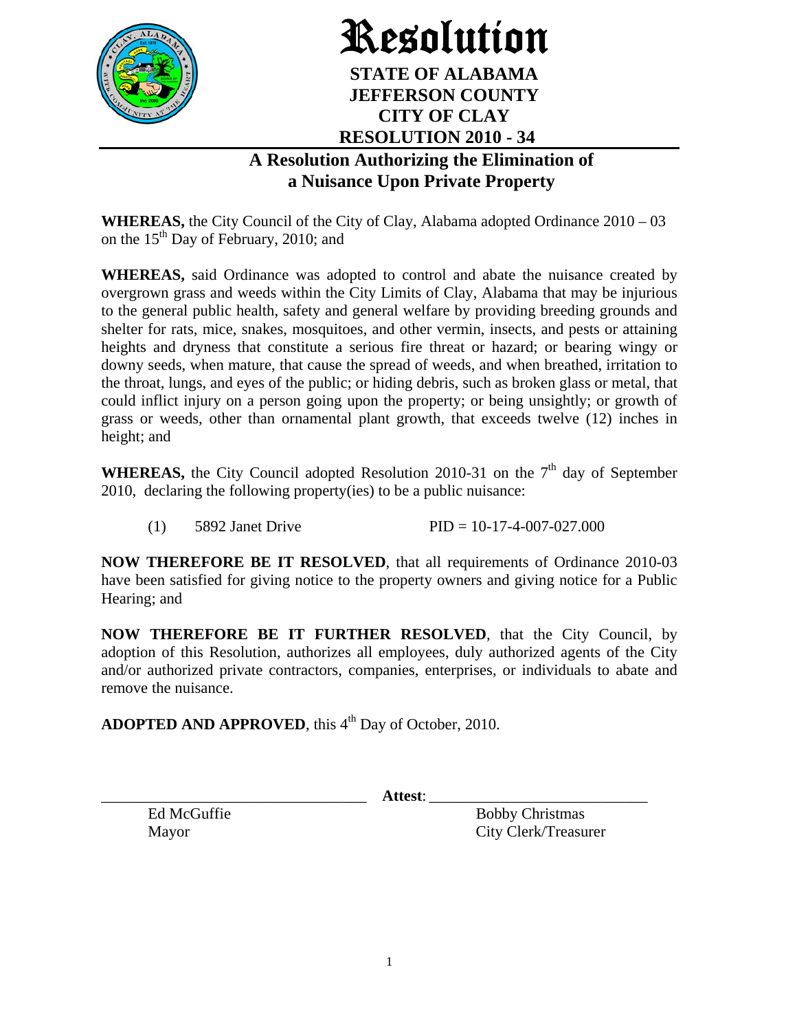# Resolution

**STATE OF ALABAMA**
**JEFFERSON COUNTY**
**CITY OF CLAY**
**RESOLUTION 2010 - 34**

## A Resolution Authorizing the Elimination of a Nuisance Upon Private Property

**WHEREAS,** the City Council of the City of Clay, Alabama adopted Ordinance 2010 – 03 on the 15th Day of February, 2010; and

**WHEREAS,** said Ordinance was adopted to control and abate the nuisance created by overgrown grass and weeds within the City Limits of Clay, Alabama that may be injurious to the general public health, safety and general welfare by providing breeding grounds and shelter for rats, mice, snakes, mosquitoes, and other vermin, insects, and pests or attaining heights and dryness that constitute a serious fire threat or hazard; or bearing wingy or downy seeds, when mature, that cause the spread of weeds, and when breathed, irritation to the throat, lungs, and eyes of the public; or hiding debris, such as broken glass or metal, that could inflict injury on a person going upon the property; or being unsightly; or growth of grass or weeds, other than ornamental plant growth, that exceeds twelve (12) inches in height; and

**WHEREAS,** the City Council adopted Resolution 2010-31 on the 7th day of September 2010, declaring the following property(ies) to be a public nuisance:

(1) 5892 Janet Drive PID = 10-17-4-007-027.000

**NOW THEREFORE BE IT RESOLVED**, that all requirements of Ordinance 2010-03 have been satisfied for giving notice to the property owners and giving notice for a Public Hearing; and

**NOW THEREFORE BE IT FURTHER RESOLVED**, that the City Council, by adoption of this Resolution, authorizes all employees, duly authorized agents of the City and/or authorized private contractors, companies, enterprises, or individuals to abate and remove the nuisance.

**ADOPTED AND APPROVED**, this 4th Day of October, 2010.

_________________________________ **Attest**: ___________________________

Ed McGuffie
Mayor

Bobby Christmas
City Clerk/Treasurer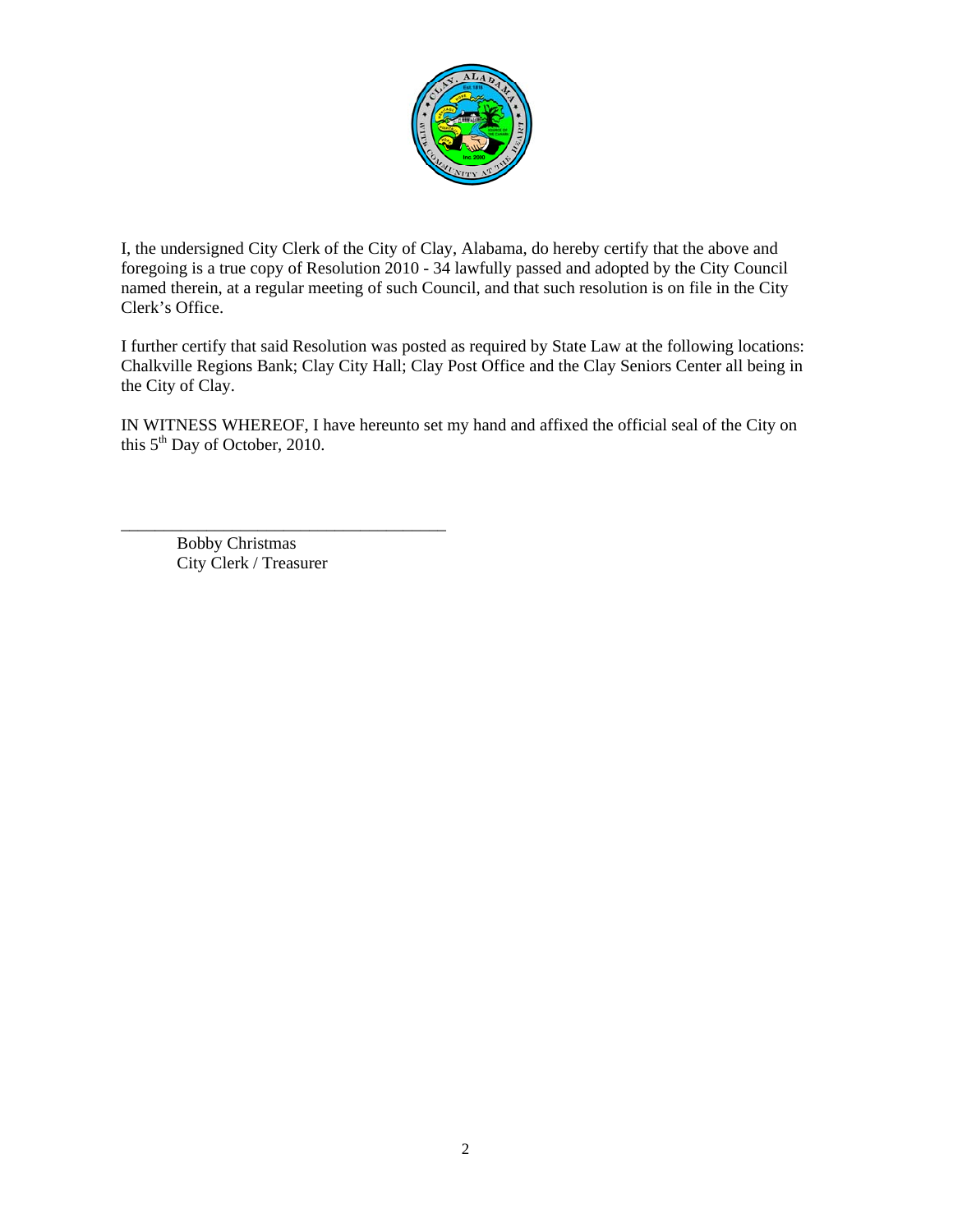I, the undersigned City Clerk of the City of Clay, Alabama, do hereby certify that the above and foregoing is a true copy of Resolution 2010 - 34 lawfully passed and adopted by the City Council named therein, at a regular meeting of such Council, and that such resolution is on file in the City Clerk's Office.

I further certify that said Resolution was posted as required by State Law at the following locations: Chalkville Regions Bank; Clay City Hall; Clay Post Office and the Clay Seniors Center all being in the City of Clay.

IN WITNESS WHEREOF, I have hereunto set my hand and affixed the official seal of the City on this 5th Day of October, 2010.

\_\_\_\_\_\_\_\_\_\_\_\_\_\_\_\_\_\_\_\_\_\_\_\_\_\_\_\_\_\_\_\_\_\_\_\_\_\_\_

Bobby Christmas
City Clerk / Treasurer